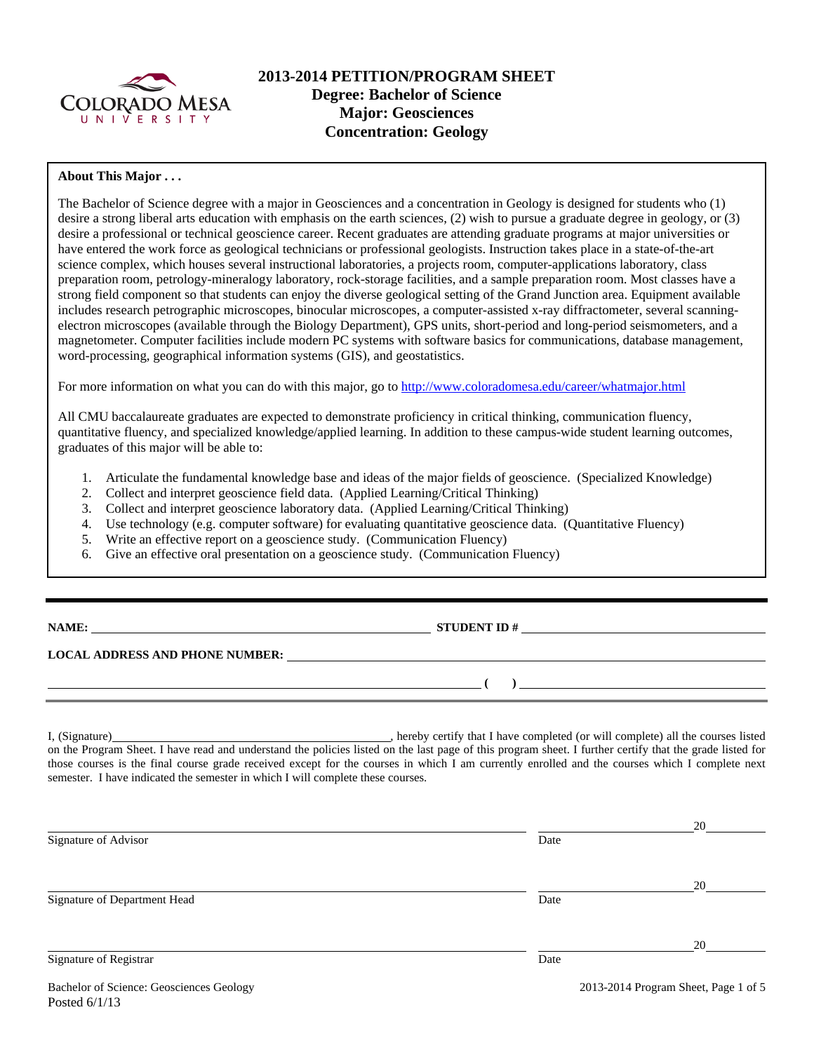# 2013-2014 PETITION/PROGRAM SHEET
## Degree: Bachelor of Science
## Major: Geosciences
## Concentration: Geology

**About This Major . . .**

The Bachelor of Science degree with a major in Geosciences and a concentration in Geology is designed for students who (1) desire a strong liberal arts education with emphasis on the earth sciences, (2) wish to pursue a graduate degree in geology, or (3) desire a professional or technical geoscience career. Recent graduates are attending graduate programs at major universities or have entered the work force as geological technicians or professional geologists. Instruction takes place in a state-of-the-art science complex, which houses several instructional laboratories, a projects room, computer-applications laboratory, class preparation room, petrology-mineralogy laboratory, rock-storage facilities, and a sample preparation room. Most classes have a strong field component so that students can enjoy the diverse geological setting of the Grand Junction area. Equipment available includes research petrographic microscopes, binocular microscopes, a computer-assisted x-ray diffractometer, several scanning-electron microscopes (available through the Biology Department), GPS units, short-period and long-period seismometers, and a magnetometer. Computer facilities include modern PC systems with software basics for communications, database management, word-processing, geographical information systems (GIS), and geostatistics.

For more information on what you can do with this major, go to http://www.coloradomesa.edu/career/whatmajor.html

All CMU baccalaureate graduates are expected to demonstrate proficiency in critical thinking, communication fluency, quantitative fluency, and specialized knowledge/applied learning. In addition to these campus-wide student learning outcomes, graduates of this major will be able to:

1. Articulate the fundamental knowledge base and ideas of the major fields of geoscience. (Specialized Knowledge)
2. Collect and interpret geoscience field data. (Applied Learning/Critical Thinking)
3. Collect and interpret geoscience laboratory data. (Applied Learning/Critical Thinking)
4. Use technology (e.g. computer software) for evaluating quantitative geoscience data. (Quantitative Fluency)
5. Write an effective report on a geoscience study. (Communication Fluency)
6. Give an effective oral presentation on a geoscience study. (Communication Fluency)

---

**NAME:** \_\_\_\_\_\_\_\_\_\_\_\_\_\_\_\_\_\_\_\_ **STUDENT ID #** \_\_\_\_\_\_\_\_\_\_\_\_\_\_\_\_\_\_\_\_

**LOCAL ADDRESS AND PHONE NUMBER:** \_\_\_\_\_\_\_\_\_\_\_\_\_\_\_\_\_\_\_\_

\_\_\_\_\_\_\_\_\_\_\_\_\_\_\_\_\_\_\_\_ **( )** \_\_\_\_\_\_\_\_\_\_\_\_\_\_\_\_\_\_\_\_

I, (Signature)\_\_\_\_\_\_\_\_\_\_\_\_\_\_\_\_\_\_\_\_, hereby certify that I have completed (or will complete) all the courses listed on the Program Sheet. I have read and understand the policies listed on the last page of this program sheet. I further certify that the grade listed for those courses is the final course grade received except for the courses in which I am currently enrolled and the courses which I complete next semester. I have indicated the semester in which I will complete these courses.

\_\_\_\_\_\_\_\_\_\_\_\_\_\_\_\_\_\_\_\_ \_\_\_\_\_\_\_\_\_\_ 20\_\_\_\_\_
Signature of Advisor — Date

\_\_\_\_\_\_\_\_\_\_\_\_\_\_\_\_\_\_\_\_ \_\_\_\_\_\_\_\_\_\_ 20\_\_\_\_\_
Signature of Department Head — Date

\_\_\_\_\_\_\_\_\_\_\_\_\_\_\_\_\_\_\_\_ \_\_\_\_\_\_\_\_\_\_ 20\_\_\_\_\_
Signature of Registrar — Date

Bachelor of Science: Geosciences Geology
Posted 6/1/13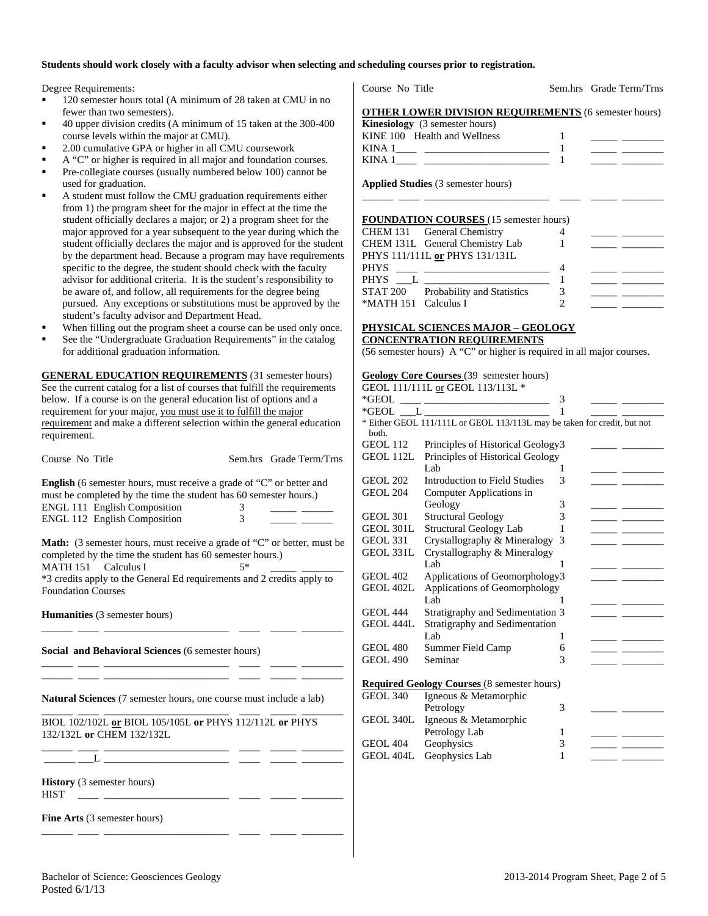**Students should work closely with a faculty advisor when selecting and scheduling courses prior to registration.**

Degree Requirements:

- 120 semester hours total (A minimum of 28 taken at CMU in no fewer than two semesters).
- 40 upper division credits (A minimum of 15 taken at the 300-400 course levels within the major at CMU).
- 2.00 cumulative GPA or higher in all CMU coursework
- A "C" or higher is required in all major and foundation courses.
- Pre-collegiate courses (usually numbered below 100) cannot be used for graduation.
- A student must follow the CMU graduation requirements either from 1) the program sheet for the major in effect at the time the student officially declares a major; or 2) a program sheet for the major approved for a year subsequent to the year during which the student officially declares the major and is approved for the student by the department head. Because a program may have requirements specific to the degree, the student should check with the faculty advisor for additional criteria. It is the student's responsibility to be aware of, and follow, all requirements for the degree being pursued. Any exceptions or substitutions must be approved by the student's faculty advisor and Department Head.
- When filling out the program sheet a course can be used only once.
- See the "Undergraduate Graduation Requirements" in the catalog for additional graduation information.

**GENERAL EDUCATION REQUIREMENTS** (31 semester hours) See the current catalog for a list of courses that fulfill the requirements below. If a course is on the general education list of options and a requirement for your major, you must use it to fulfill the major requirement and make a different selection within the general education requirement.

| Course No | Title | Sem.hrs | Grade | Term/Trns |
|---|---|---|---|---|
| **English** (6 semester hours, must receive a grade of "C" or better and must be completed by the time the student has 60 semester hours.) | | | | |
| ENGL 111 | English Composition | 3 | _____ | ______ |
| ENGL 112 | English Composition | 3 | _____ | ______ |
| **Math:** (3 semester hours, must receive a grade of "C" or better, must be completed by the time the student has 60 semester hours.) | | | | |
| MATH 151 | Calculus I | 5* | _____ | ________ |
| *3 credits apply to the General Ed requirements and 2 credits apply to Foundation Courses | | | | |
| **Humanities** (3 semester hours) | | | | |
| ______ ____ | ________________________ | ____ | _____ | ________ |
| **Social and Behavioral Sciences** (6 semester hours) | | | | |
| ______ ____ | ________________________ | ____ | _____ | ________ |
| ______ ____ | ________________________ | ____ | _____ | ________ |
| **Natural Sciences** (7 semester hours, one course must include a lab) | | | | |
| ______ ____ | ________________________ | ____ | _____ | ________ |
| BIOL 102/102L **or** BIOL 105/105L **or** PHYS 112/112L **or** PHYS 132/132L **or** CHEM 132/132L | | | | |
| ______ ____ | ________________________ | ____ | _____ | ________ |
| ______ ___L | ________________________ | ____ | _____ | ________ |
| **History** (3 semester hours) | | | | |
| HIST ____ | ________________________ | ____ | _____ | ________ |
| **Fine Arts** (3 semester hours) | | | | |
| ______ ____ | ________________________ | ____ | _____ | ________ |

| Course No | Title | Sem.hrs | Grade | Term/Trns |
|---|---|---|---|---|
| **OTHER LOWER DIVISION REQUIREMENTS** (6 semester hours) | | | | |
| **Kinesiology** (3 semester hours) | | | | |
| KINE 100 | Health and Wellness | 1 | _____ | ________ |
| KINA 1____ | ________________________ | 1 | _____ | ________ |
| KINA 1____ | ________________________ | 1 | _____ | ________ |
| **Applied Studies** (3 semester hours) | | | | |
| ______ ____ | ________________________ | ____ | _____ | ________ |
| **FOUNDATION COURSES** (15 semester hours) | | | | |
| CHEM 131 | General Chemistry | 4 | _____ | ________ |
| CHEM 131L | General Chemistry Lab | 1 | _____ | ________ |
| PHYS 111/111L **or** PHYS 131/131L | | | | |
| PHYS ____ | ________________________ | 4 | _____ | ________ |
| PHYS ___L | ________________________ | 1 | _____ | ________ |
| STAT 200 | Probability and Statistics | 3 | _____ | ________ |
| *MATH 151 | Calculus I | 2 | _____ | ________ |

**PHYSICAL SCIENCES MAJOR – GEOLOGY CONCENTRATION REQUIREMENTS**
(56 semester hours) A "C" or higher is required in all major courses.

| Course No | Title | Sem.hrs | Grade | Term/Trns |
|---|---|---|---|---|
| **Geology Core Courses** (39 semester hours) | | | | |
| GEOL 111/111L **or** GEOL 113/113L * | | | | |
| *GEOL ____ | ________________________ | 3 | _____ | ________ |
| *GEOL ___L | ________________________ | 1 | _____ | ________ |
| * Either GEOL 111/111L or GEOL 113/113L may be taken for credit, but not both. | | | | |
| GEOL 112 | Principles of Historical Geology | 3 | _____ | ________ |
| GEOL 112L | Principles of Historical Geology Lab | 1 | _____ | ________ |
| GEOL 202 | Introduction to Field Studies | 3 | _____ | ________ |
| GEOL 204 | Computer Applications in Geology | 3 | _____ | ________ |
| GEOL 301 | Structural Geology | 3 | _____ | ________ |
| GEOL 301L | Structural Geology Lab | 1 | _____ | ________ |
| GEOL 331 | Crystallography & Mineralogy | 3 | _____ | ________ |
| GEOL 331L | Crystallography & Mineralogy Lab | 1 | _____ | ________ |
| GEOL 402 | Applications of Geomorphology | 3 | _____ | ________ |
| GEOL 402L | Applications of Geomorphology Lab | 1 | _____ | ________ |
| GEOL 444 | Stratigraphy and Sedimentation | 3 | _____ | ________ |
| GEOL 444L | Stratigraphy and Sedimentation Lab | 1 | _____ | ________ |
| GEOL 480 | Summer Field Camp | 6 | _____ | ________ |
| GEOL 490 | Seminar | 3 | _____ | ________ |
| **Required Geology Courses** (8 semester hours) | | | | |
| GEOL 340 | Igneous & Metamorphic Petrology | 3 | _____ | ________ |
| GEOL 340L | Igneous & Metamorphic Petrology Lab | 1 | _____ | ________ |
| GEOL 404 | Geophysics | 3 | _____ | ________ |
| GEOL 404L | Geophysics Lab | 1 | _____ | ________ |

Bachelor of Science: Geosciences Geology
Posted 6/1/13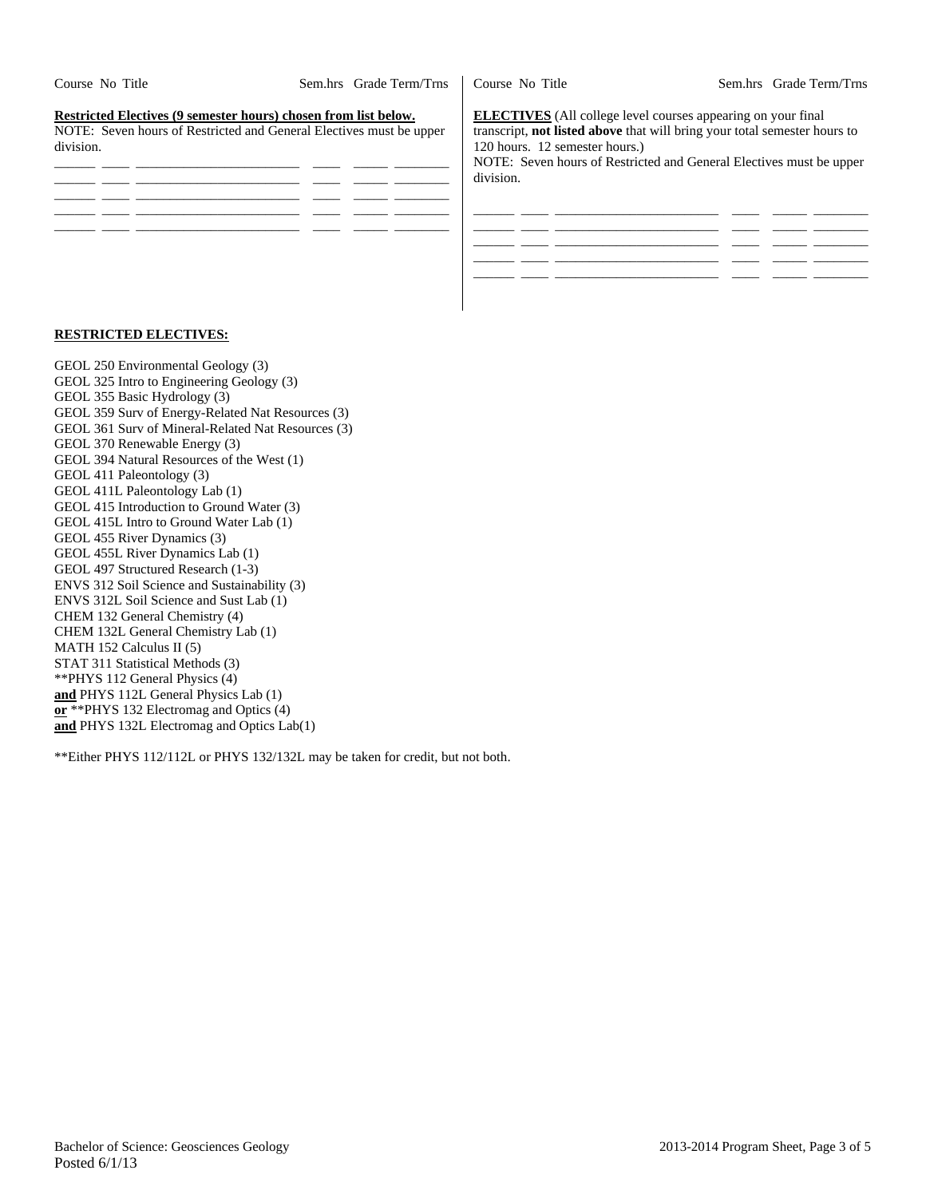| Course | No | Title | Sem.hrs | Grade | Term/Trns |
|---|---|---|---|---|---|

**Restricted Electives (9 semester hours) chosen from list below.**
NOTE: Seven hours of Restricted and General Electives must be upper division.

| Course | No | Title | Sem.hrs | Grade | Term/Trns |
|---|---|---|---|---|---|
| | | | | | |
| | | | | | |
| | | | | | |
| | | | | | |
| | | | | | |

**ELECTIVES** (All college level courses appearing on your final transcript, **not listed above** that will bring your total semester hours to 120 hours. 12 semester hours.)
NOTE: Seven hours of Restricted and General Electives must be upper division.

| Course | No | Title | Sem.hrs | Grade | Term/Trns |
|---|---|---|---|---|---|
| | | | | | |
| | | | | | |
| | | | | | |
| | | | | | |
| | | | | | |

**RESTRICTED ELECTIVES:**

GEOL 250 Environmental Geology (3)
GEOL 325 Intro to Engineering Geology (3)
GEOL 355 Basic Hydrology (3)
GEOL 359 Surv of Energy-Related Nat Resources (3)
GEOL 361 Surv of Mineral-Related Nat Resources (3)
GEOL 370 Renewable Energy (3)
GEOL 394 Natural Resources of the West (1)
GEOL 411 Paleontology (3)
GEOL 411L Paleontology Lab (1)
GEOL 415 Introduction to Ground Water (3)
GEOL 415L Intro to Ground Water Lab (1)
GEOL 455 River Dynamics (3)
GEOL 455L River Dynamics Lab (1)
GEOL 497 Structured Research (1-3)
ENVS 312 Soil Science and Sustainability (3)
ENVS 312L Soil Science and Sust Lab (1)
CHEM 132 General Chemistry (4)
CHEM 132L General Chemistry Lab (1)
MATH 152 Calculus II (5)
STAT 311 Statistical Methods (3)
**PHYS 112 General Physics (4)
**and** PHYS 112L General Physics Lab (1)
**or** **PHYS 132 Electromag and Optics (4)
**and** PHYS 132L Electromag and Optics Lab(1)

**Either PHYS 112/112L or PHYS 132/132L may be taken for credit, but not both.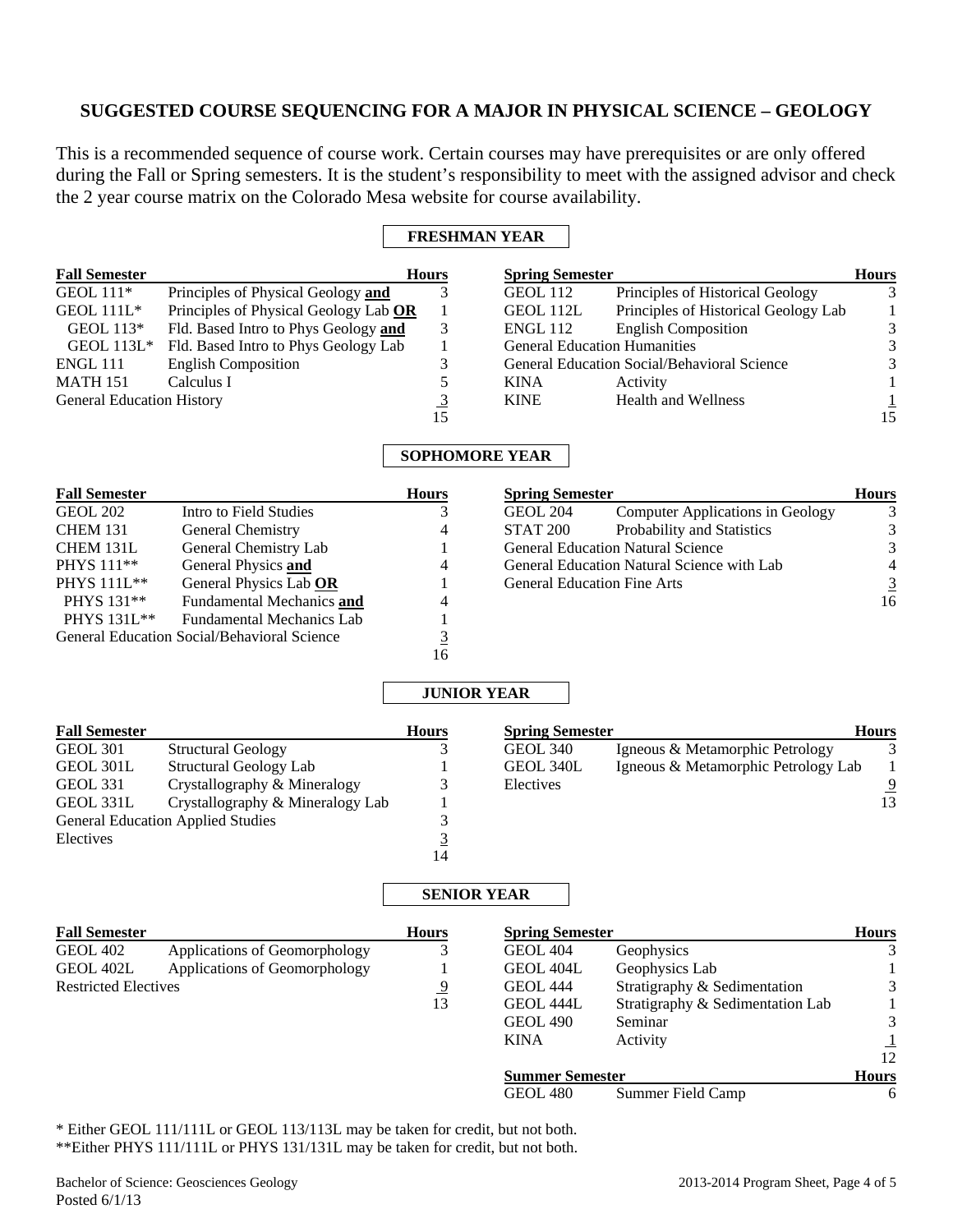## SUGGESTED COURSE SEQUENCING FOR A MAJOR IN PHYSICAL SCIENCE – GEOLOGY

This is a recommended sequence of course work. Certain courses may have prerequisites or are only offered during the Fall or Spring semesters. It is the student's responsibility to meet with the assigned advisor and check the 2 year course matrix on the Colorado Mesa website for course availability.

### FRESHMAN YEAR

| Fall Semester | | Hours |
|---|---|---|
| GEOL 111* | Principles of Physical Geology **and** | 3 |
| GEOL 111L* | Principles of Physical Geology Lab **OR** | 1 |
| GEOL 113* | Fld. Based Intro to Phys Geology **and** | 3 |
| GEOL 113L* | Fld. Based Intro to Phys Geology Lab | 1 |
| ENGL 111 | English Composition | 3 |
| MATH 151 | Calculus I | 5 |
| General Education History | | 3 |
| | | 15 |

| Spring Semester | | Hours |
|---|---|---|
| GEOL 112 | Principles of Historical Geology | 3 |
| GEOL 112L | Principles of Historical Geology Lab | 1 |
| ENGL 112 | English Composition | 3 |
| General Education Humanities | | 3 |
| General Education Social/Behavioral Science | | 3 |
| KINA | Activity | 1 |
| KINE | Health and Wellness | 1 |
| | | 15 |

### SOPHOMORE YEAR

| Fall Semester | | Hours |
|---|---|---|
| GEOL 202 | Intro to Field Studies | 3 |
| CHEM 131 | General Chemistry | 4 |
| CHEM 131L | General Chemistry Lab | 1 |
| PHYS 111** | General Physics **and** | 4 |
| PHYS 111L** | General Physics Lab **OR** | 1 |
| PHYS 131** | Fundamental Mechanics **and** | 4 |
| PHYS 131L** | Fundamental Mechanics Lab | 1 |
| General Education Social/Behavioral Science | | 3 |
| | | 16 |

| Spring Semester | | Hours |
|---|---|---|
| GEOL 204 | Computer Applications in Geology | 3 |
| STAT 200 | Probability and Statistics | 3 |
| General Education Natural Science | | 3 |
| General Education Natural Science with Lab | | 4 |
| General Education Fine Arts | | 3 |
| | | 16 |

### JUNIOR YEAR

| Fall Semester | | Hours |
|---|---|---|
| GEOL 301 | Structural Geology | 3 |
| GEOL 301L | Structural Geology Lab | 1 |
| GEOL 331 | Crystallography & Mineralogy | 3 |
| GEOL 331L | Crystallography & Mineralogy Lab | 1 |
| General Education Applied Studies | | 3 |
| Electives | | 3 |
| | | 14 |

| Spring Semester | | Hours |
|---|---|---|
| GEOL 340 | Igneous & Metamorphic Petrology | 3 |
| GEOL 340L | Igneous & Metamorphic Petrology Lab | 1 |
| Electives | | 9 |
| | | 13 |

### SENIOR YEAR

| Fall Semester | | Hours |
|---|---|---|
| GEOL 402 | Applications of Geomorphology | 3 |
| GEOL 402L | Applications of Geomorphology | 1 |
| Restricted Electives | | 9 |
| | | 13 |

| Spring Semester | | Hours |
|---|---|---|
| GEOL 404 | Geophysics | 3 |
| GEOL 404L | Geophysics Lab | 1 |
| GEOL 444 | Stratigraphy & Sedimentation | 3 |
| GEOL 444L | Stratigraphy & Sedimentation Lab | 1 |
| GEOL 490 | Seminar | 3 |
| KINA | Activity | 1 |
| | | 12 |

| Summer Semester | | Hours |
|---|---|---|
| GEOL 480 | Summer Field Camp | 6 |

* Either GEOL 111/111L or GEOL 113/113L may be taken for credit, but not both.
**Either PHYS 111/111L or PHYS 131/131L may be taken for credit, but not both.

Bachelor of Science: Geosciences Geology
Posted 6/1/13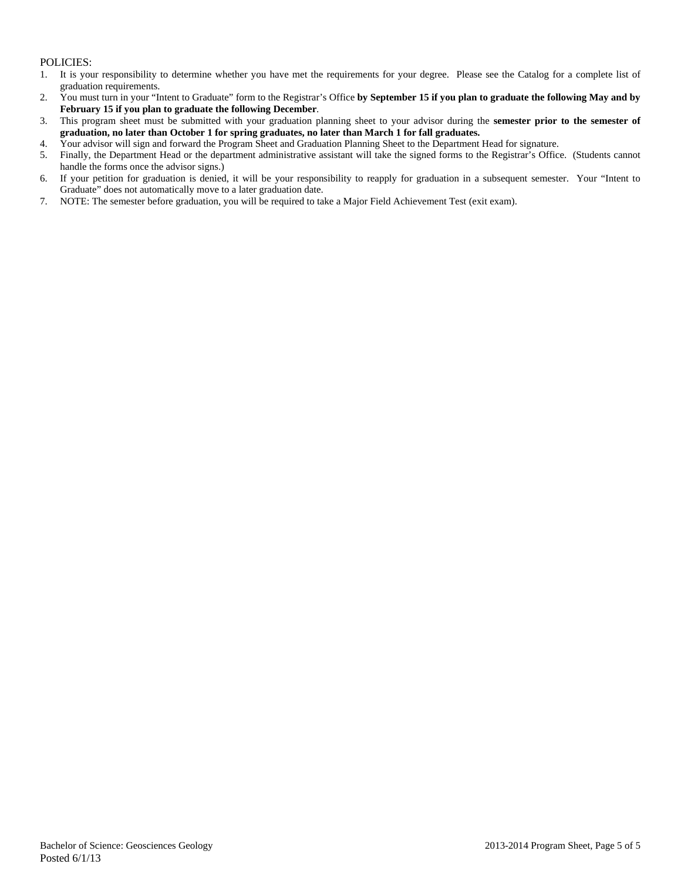POLICIES:

1. It is your responsibility to determine whether you have met the requirements for your degree. Please see the Catalog for a complete list of graduation requirements.
2. You must turn in your "Intent to Graduate" form to the Registrar's Office **by September 15 if you plan to graduate the following May and by February 15 if you plan to graduate the following December**.
3. This program sheet must be submitted with your graduation planning sheet to your advisor during the **semester prior to the semester of graduation, no later than October 1 for spring graduates, no later than March 1 for fall graduates.**
4. Your advisor will sign and forward the Program Sheet and Graduation Planning Sheet to the Department Head for signature.
5. Finally, the Department Head or the department administrative assistant will take the signed forms to the Registrar's Office. (Students cannot handle the forms once the advisor signs.)
6. If your petition for graduation is denied, it will be your responsibility to reapply for graduation in a subsequent semester. Your "Intent to Graduate" does not automatically move to a later graduation date.
7. NOTE: The semester before graduation, you will be required to take a Major Field Achievement Test (exit exam).